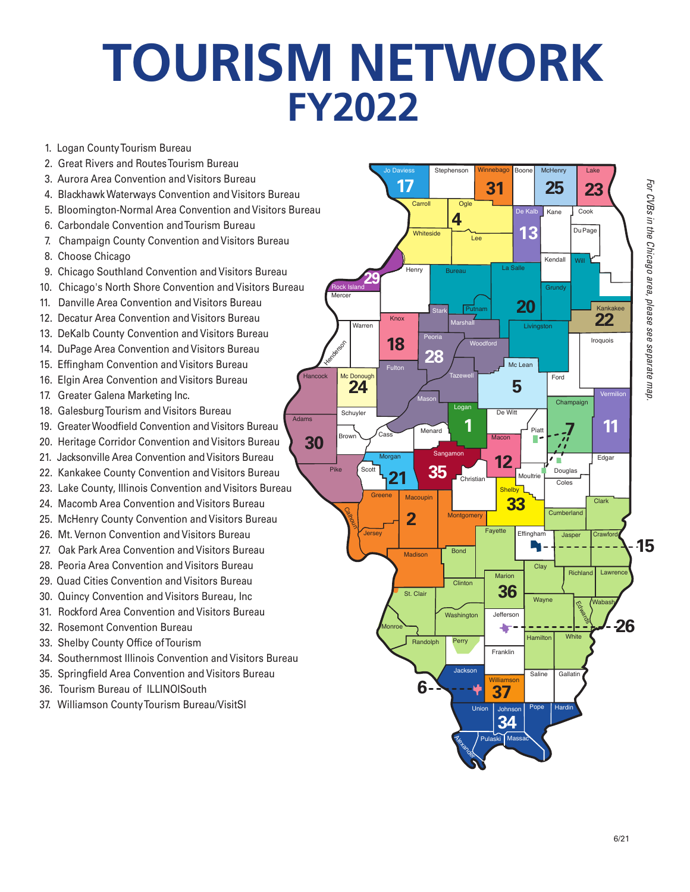# TOURISM NETWORK
## FY2022

1. Logan County Tourism Bureau
2. Great Rivers and Routes Tourism Bureau
3. Aurora Area Convention and Visitors Bureau
4. Blackhawk Waterways Convention and Visitors Bureau
5. Bloomington-Normal Area Convention and Visitors Bureau
6. Carbondale Convention and Tourism Bureau
7. Champaign County Convention and Visitors Bureau
8. Choose Chicago
9. Chicago Southland Convention and Visitors Bureau
10. Chicago's North Shore Convention and Visitors Bureau
11. Danville Area Convention and Visitors Bureau
12. Decatur Area Convention and Visitors Bureau
13. DeKalb County Convention and Visitors Bureau
14. DuPage Area Convention and Visitors Bureau
15. Effingham Convention and Visitors Bureau
16. Elgin Area Convention and Visitors Bureau
17. Greater Galena Marketing Inc.
18. Galesburg Tourism and Visitors Bureau
19. Greater Woodfield Convention and Visitors Bureau
20. Heritage Corridor Convention and Visitors Bureau
21. Jacksonville Area Convention and Visitors Bureau
22. Kankakee County Convention and Visitors Bureau
23. Lake County, Illinois Convention and Visitors Bureau
24. Macomb Area Convention and Visitors Bureau
25. McHenry County Convention and Visitors Bureau
26. Mt. Vernon Convention and Visitors Bureau
27. Oak Park Area Convention and Visitors Bureau
28. Peoria Area Convention and Visitors Bureau
29. Quad Cities Convention and Visitors Bureau
30. Quincy Convention and Visitors Bureau, Inc
31. Rockford Area Convention and Visitors Bureau
32. Rosemont Convention Bureau
33. Shelby County Office of Tourism
34. Southernmost Illinois Convention and Visitors Bureau
35. Springfield Area Convention and Visitors Bureau
36. Tourism Bureau of ILLINOISouth
37. Williamson County Tourism Bureau/VisitSI

*For CVBs in the Chicago area, please see separate map.*

6/21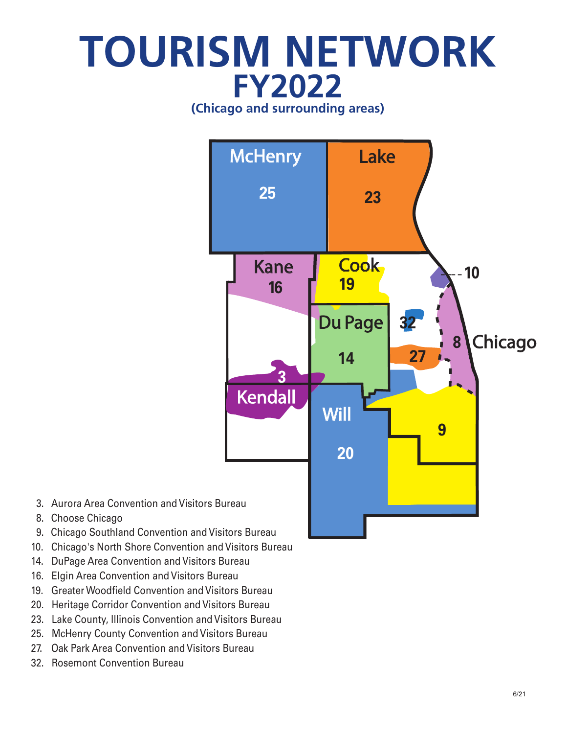# TOURISM NETWORK
## FY2022
### (Chicago and surrounding areas)

McHenry
25
Lake
23
Kane
16
Cook
19
10
Du Page
14
32
8
Chicago
27
3
Kendall
Will
20
9

3. Aurora Area Convention and Visitors Bureau
8. Choose Chicago
9. Chicago Southland Convention and Visitors Bureau
10. Chicago's North Shore Convention and Visitors Bureau
14. DuPage Area Convention and Visitors Bureau
16. Elgin Area Convention and Visitors Bureau
19. Greater Woodfield Convention and Visitors Bureau
20. Heritage Corridor Convention and Visitors Bureau
23. Lake County, Illinois Convention and Visitors Bureau
25. McHenry County Convention and Visitors Bureau
27. Oak Park Area Convention and Visitors Bureau
32. Rosemont Convention Bureau

6/21